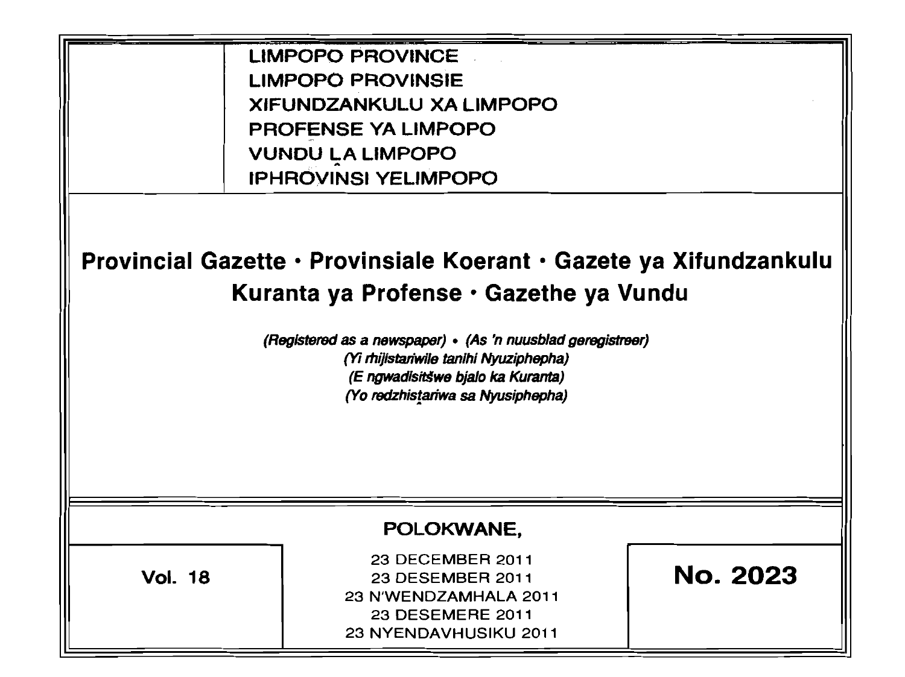LIMPOPO PROVINCE
LIMPOPO PROVINSIE
XIFUNDZANKULU XA LIMPOPO
PROFENSE YA LIMPOPO
VUNDU ḼA LIMPOPO
IPHROVINSI YELIMPOPO

# Provincial Gazette • Provinsiale Koerant • Gazete ya Xifundzankulu Kuranta ya Profense • Gazethe ya Vundu

*(Registered as a newspaper) • (As 'n nuusblad geregistreer)*
*(Yi rhijistariwile tanihi Nyuziphepha)*
*(E ngwadisitšwe bjalo ka Kuranta)*
*(Yo redzhisṱariwa sa Nyusiphepha)*

POLOKWANE,

**Vol. 18**

23 DECEMBER 2011
23 DESEMBER 2011
23 N'WENDZAMHALA 2011
23 DESEMERE 2011
23 NYENDAVHUSIKU 2011

**No. 2023**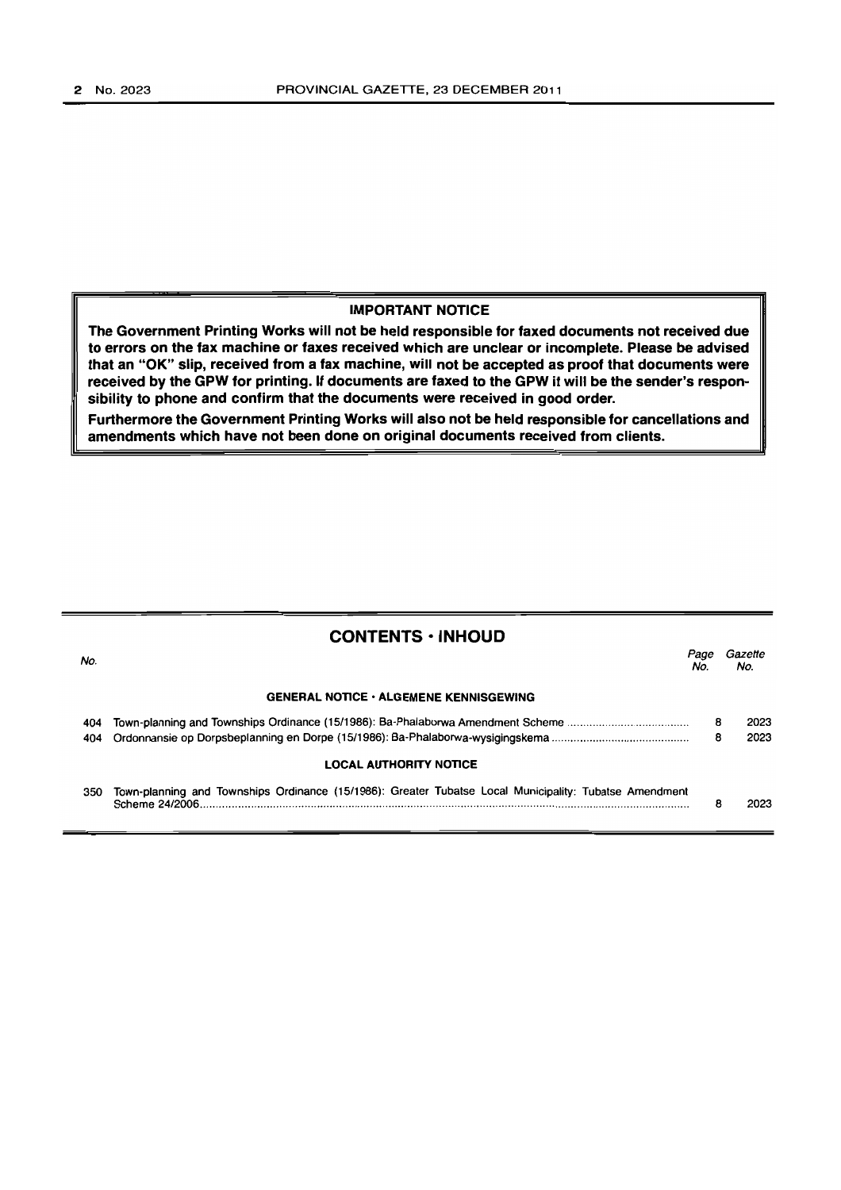**IMPORTANT NOTICE**

**The Government Printing Works will not be held responsible for faxed documents not received due to errors on the fax machine or faxes received which are unclear or incomplete. Please be advised that an "OK" slip, received from a fax machine, will not be accepted as proof that documents were received by the GPW for printing. If documents are faxed to the GPW it will be the sender's responsibility to phone and confirm that the documents were received in good order.**

**Furthermore the Government Printing Works will also not be held responsible for cancellations and amendments which have not been done on original documents received from clients.**

## CONTENTS · INHOUD

| No. | | Page No. | Gazette No. |
|---|---|---|---|
| | **GENERAL NOTICE · ALGEMENE KENNISGEWING** | | |
| 404 | Town-planning and Townships Ordinance (15/1986): Ba-Phalaborwa Amendment Scheme | 8 | 2023 |
| 404 | Ordonnansie op Dorpsbeplanning en Dorpe (15/1986): Ba-Phalaborwa-wysigingskema | 8 | 2023 |
| | **LOCAL AUTHORITY NOTICE** | | |
| 350 | Town-planning and Townships Ordinance (15/1986): Greater Tubatse Local Municipality: Tubatse Amendment Scheme 24/2006 | 8 | 2023 |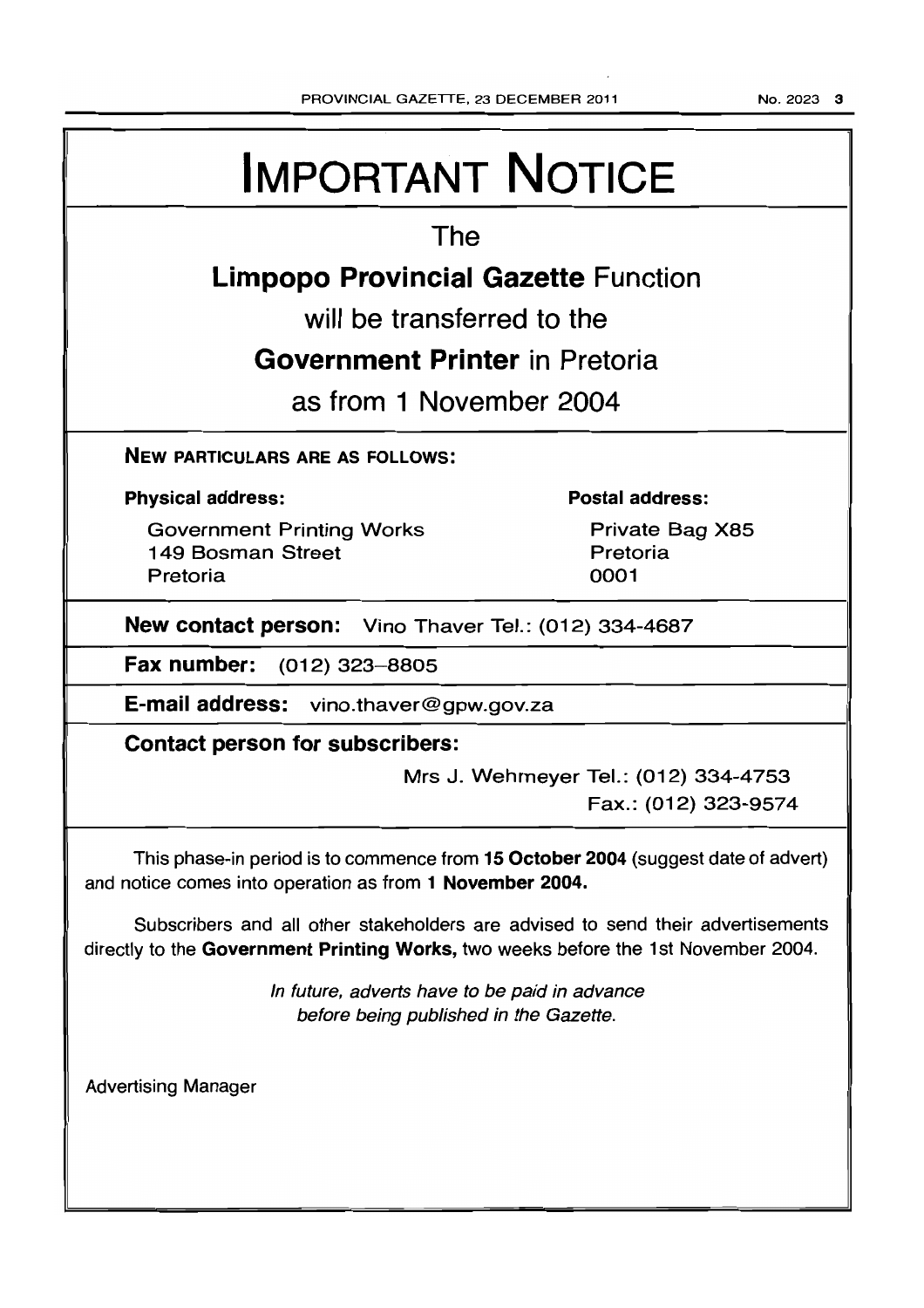# IMPORTANT NOTICE

The

**Limpopo Provincial Gazette** Function

will be transferred to the

**Government Printer** in Pretoria

as from 1 November 2004

**NEW PARTICULARS ARE AS FOLLOWS:**

**Physical address:**

Government Printing Works
149 Bosman Street
Pretoria

**Postal address:**

Private Bag X85
Pretoria
0001

**New contact person:** Vino Thaver Tel.: (012) 334-4687

**Fax number:** (012) 323–8805

**E-mail address:** vino.thaver@gpw.gov.za

**Contact person for subscribers:**

Mrs J. Wehmeyer Tel.: (012) 334-4753
Fax.: (012) 323-9574

This phase-in period is to commence from **15 October 2004** (suggest date of advert) and notice comes into operation as from **1 November 2004.**

Subscribers and all other stakeholders are advised to send their advertisements directly to the **Government Printing Works,** two weeks before the 1st November 2004.

*In future, adverts have to be paid in advance before being published in the Gazette.*

Advertising Manager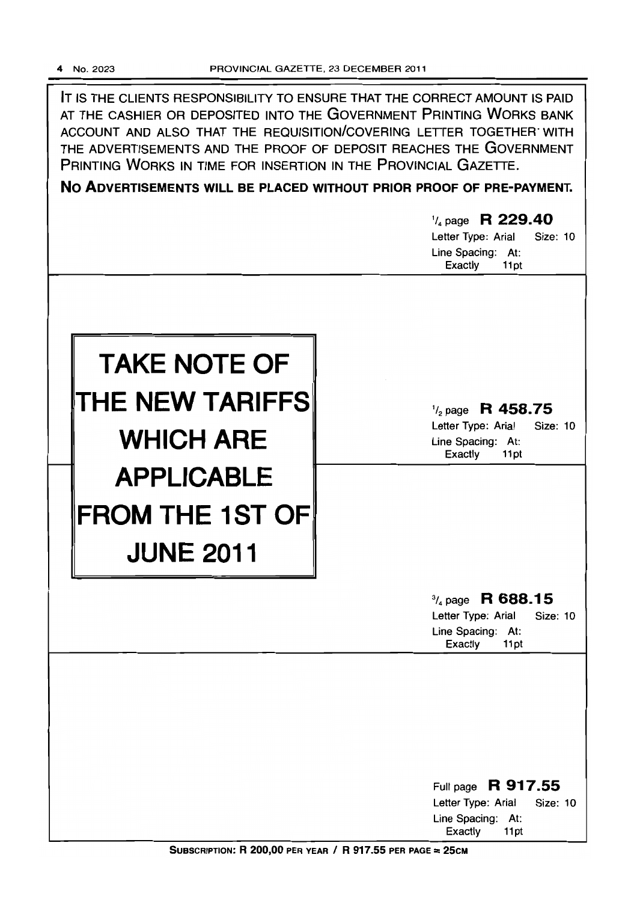IT IS THE CLIENTS RESPONSIBILITY TO ENSURE THAT THE CORRECT AMOUNT IS PAID AT THE CASHIER OR DEPOSITED INTO THE GOVERNMENT PRINTING WORKS BANK ACCOUNT AND ALSO THAT THE REQUISITION/COVERING LETTER TOGETHER WITH THE ADVERTISEMENTS AND THE PROOF OF DEPOSIT REACHES THE GOVERNMENT PRINTING WORKS IN TIME FOR INSERTION IN THE PROVINCIAL GAZETTE.

**NO ADVERTISEMENTS WILL BE PLACED WITHOUT PRIOR PROOF OF PRE-PAYMENT.**

1/4 page **R 229.40**
Letter Type: Arial Size: 10
Line Spacing: At: Exactly 11pt

# TAKE NOTE OF THE NEW TARIFFS WHICH ARE APPLICABLE FROM THE 1ST OF JUNE 2011

1/2 page **R 458.75**
Letter Type: Arial Size: 10
Line Spacing: At: Exactly 11pt

3/4 page **R 688.15**
Letter Type: Arial Size: 10
Line Spacing: At: Exactly 11pt

Full page **R 917.55**
Letter Type: Arial Size: 10
Line Spacing: At: Exactly 11pt

**SUBSCRIPTION: R 200,00 PER YEAR / R 917.55 PER PAGE = 25CM**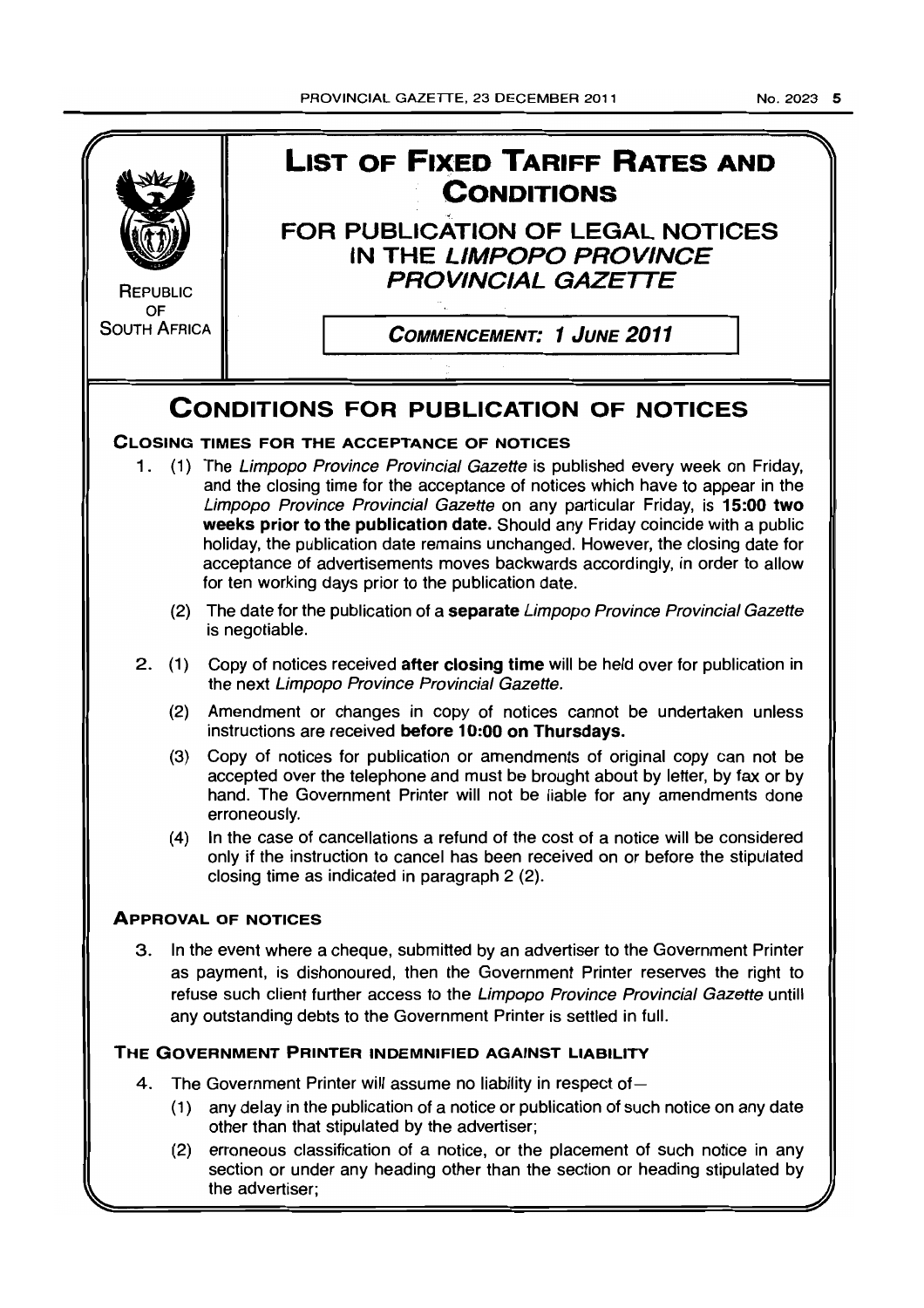REPUBLIC OF SOUTH AFRICA

# LIST OF FIXED TARIFF RATES AND CONDITIONS

## FOR PUBLICATION OF LEGAL NOTICES IN THE *LIMPOPO PROVINCE PROVINCIAL GAZETTE*

***COMMENCEMENT: 1 JUNE 2011***

# CONDITIONS FOR PUBLICATION OF NOTICES

### CLOSING TIMES FOR THE ACCEPTANCE OF NOTICES

1. (1) The *Limpopo Province Provincial Gazette* is published every week on Friday, and the closing time for the acceptance of notices which have to appear in the *Limpopo Province Provincial Gazette* on any particular Friday, is **15:00 two weeks prior to the publication date.** Should any Friday coincide with a public holiday, the publication date remains unchanged. However, the closing date for acceptance of advertisements moves backwards accordingly, in order to allow for ten working days prior to the publication date.

   (2) The date for the publication of a **separate** *Limpopo Province Provincial Gazette* is negotiable.

2. (1) Copy of notices received **after closing time** will be held over for publication in the next *Limpopo Province Provincial Gazette.*

   (2) Amendment or changes in copy of notices cannot be undertaken unless instructions are received **before 10:00 on Thursdays.**

   (3) Copy of notices for publication or amendments of original copy can not be accepted over the telephone and must be brought about by letter, by fax or by hand. The Government Printer will not be liable for any amendments done erroneously.

   (4) In the case of cancellations a refund of the cost of a notice will be considered only if the instruction to cancel has been received on or before the stipulated closing time as indicated in paragraph 2 (2).

### APPROVAL OF NOTICES

3. In the event where a cheque, submitted by an advertiser to the Government Printer as payment, is dishonoured, then the Government Printer reserves the right to refuse such client further access to the *Limpopo Province Provincial Gazette* untill any outstanding debts to the Government Printer is settled in full.

### THE GOVERNMENT PRINTER INDEMNIFIED AGAINST LIABILITY

4. The Government Printer will assume no liability in respect of—

   (1) any delay in the publication of a notice or publication of such notice on any date other than that stipulated by the advertiser;

   (2) erroneous classification of a notice, or the placement of such notice in any section or under any heading other than the section or heading stipulated by the advertiser;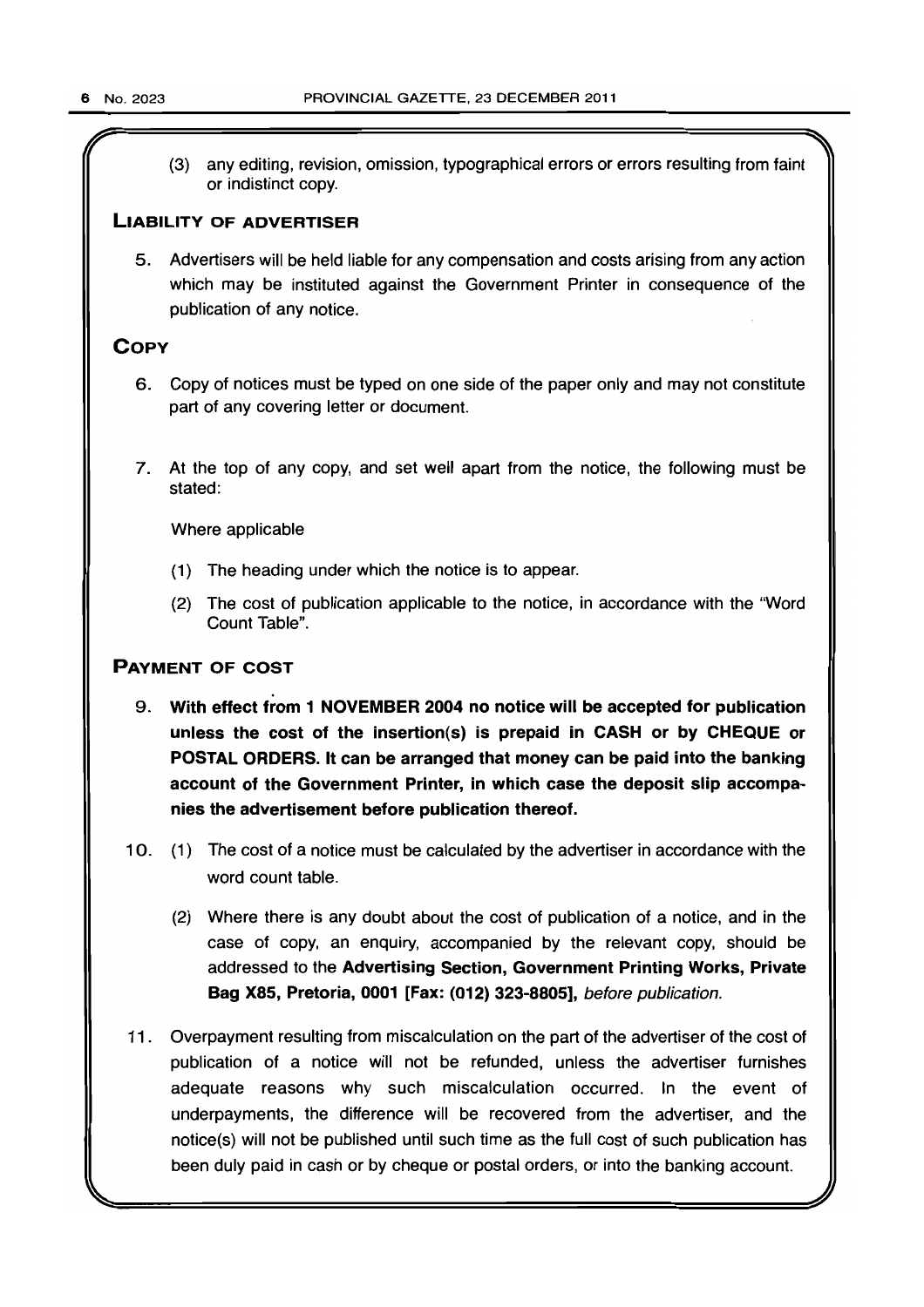(3) any editing, revision, omission, typographical errors or errors resulting from faint or indistinct copy.

## LIABILITY OF ADVERTISER

5. Advertisers will be held liable for any compensation and costs arising from any action which may be instituted against the Government Printer in consequence of the publication of any notice.

## COPY

6. Copy of notices must be typed on one side of the paper only and may not constitute part of any covering letter or document.

7. At the top of any copy, and set well apart from the notice, the following must be stated:

   Where applicable

   (1) The heading under which the notice is to appear.

   (2) The cost of publication applicable to the notice, in accordance with the "Word Count Table".

## PAYMENT OF COST

9. **With effect from 1 NOVEMBER 2004 no notice will be accepted for publication unless the cost of the insertion(s) is prepaid in CASH or by CHEQUE or POSTAL ORDERS. It can be arranged that money can be paid into the banking account of the Government Printer, in which case the deposit slip accompanies the advertisement before publication thereof.**

10. (1) The cost of a notice must be calculated by the advertiser in accordance with the word count table.

    (2) Where there is any doubt about the cost of publication of a notice, and in the case of copy, an enquiry, accompanied by the relevant copy, should be addressed to the **Advertising Section, Government Printing Works, Private Bag X85, Pretoria, 0001 [Fax: (012) 323-8805],** *before publication.*

11. Overpayment resulting from miscalculation on the part of the advertiser of the cost of publication of a notice will not be refunded, unless the advertiser furnishes adequate reasons why such miscalculation occurred. In the event of underpayments, the difference will be recovered from the advertiser, and the notice(s) will not be published until such time as the full cost of such publication has been duly paid in cash or by cheque or postal orders, or into the banking account.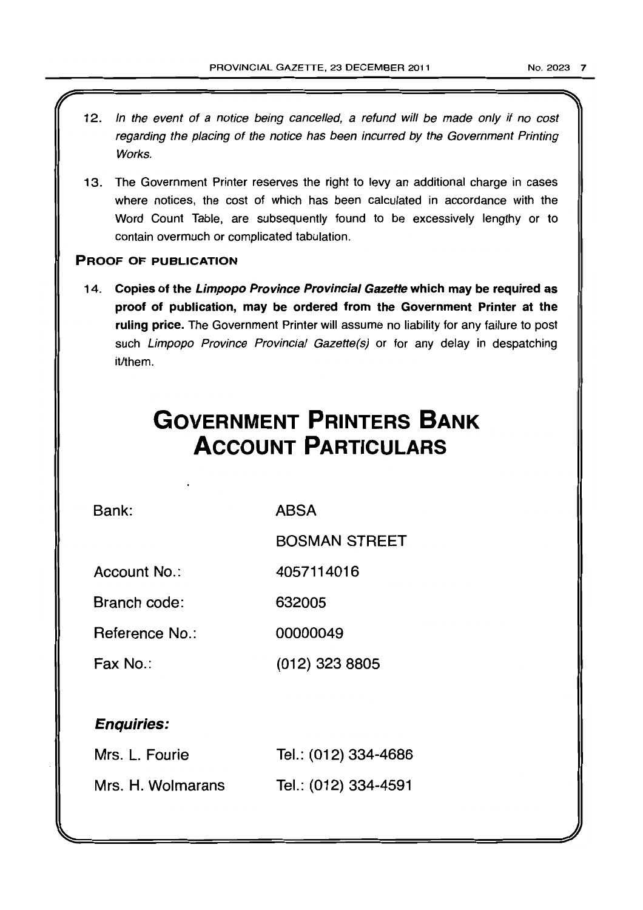12. *In the event of a notice being cancelled, a refund will be made only if no cost regarding the placing of the notice has been incurred by the Government Printing Works.*

13. The Government Printer reserves the right to levy an additional charge in cases where notices, the cost of which has been calculated in accordance with the Word Count Table, are subsequently found to be excessively lengthy or to contain overmuch or complicated tabulation.

**PROOF OF PUBLICATION**

14. **Copies of the *Limpopo Province Provincial Gazette* which may be required as proof of publication, may be ordered from the Government Printer at the ruling price.** The Government Printer will assume no liability for any failure to post such *Limpopo Province Provincial Gazette(s)* or for any delay in despatching it/them.

# GOVERNMENT PRINTERS BANK ACCOUNT PARTICULARS

| | |
|---|---|
| Bank: | ABSA |
| | BOSMAN STREET |
| Account No.: | 4057114016 |
| Branch code: | 632005 |
| Reference No.: | 00000049 |
| Fax No.: | (012) 323 8805 |

***Enquiries:***

| | |
|---|---|
| Mrs. L. Fourie | Tel.: (012) 334-4686 |
| Mrs. H. Wolmarans | Tel.: (012) 334-4591 |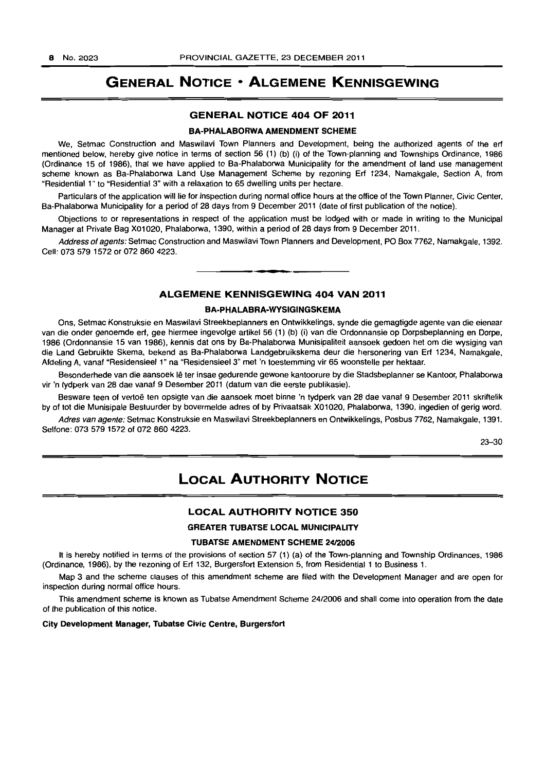# GENERAL NOTICE • ALGEMENE KENNISGEWING

## GENERAL NOTICE 404 OF 2011

### BA-PHALABORWA AMENDMENT SCHEME

We, Setmac Construction and Maswilavi Town Planners and Development, being the authorized agents of the erf mentioned below, hereby give notice in terms of section 56 (1) (b) (i) of the Town-planning and Townships Ordinance, 1986 (Ordinance 15 of 1986), that we have applied to Ba-Phalaborwa Municipality for the amendment of land use management scheme known as Ba-Phalaborwa Land Use Management Scheme by rezoning Erf 1234, Namakgale, Section A, from "Residential 1" to "Residential 3" with a relaxation to 65 dwelling units per hectare.

Particulars of the application will lie for inspection during normal office hours at the office of the Town Planner, Civic Center, Ba-Phalaborwa Municipality for a period of 28 days from 9 December 2011 (date of first publication of the notice).

Objections to or representations in respect of the application must be lodged with or made in writing to the Municipal Manager at Private Bag X01020, Phalaborwa, 1390, within a period of 28 days from 9 December 2011.

*Address of agents:* Setmac Construction and Maswilavi Town Planners and Development, PO Box 7762, Namakgale, 1392. Cell: 073 579 1572 or 072 860 4223.

---

## ALGEMENE KENNISGEWING 404 VAN 2011

### BA-PHALABRA-WYSIGINGSKEMA

Ons, Setmac Konstruksie en Maswilavi Streekbeplanners en Ontwikkelings, synde die gemagtigde agente van die eienaar van die onder genoemde erf, gee hiermee ingevolge artikel 56 (1) (b) (i) van die Ordonnansie op Dorpsbeplanning en Dorpe, 1986 (Ordonnansie 15 van 1986), kennis dat ons by Ba-Phalaborwa Munisipaliteit aansoek gedoen het om die wysiging van die Land Gebruikte Skema, bekend as Ba-Phalaborwa Landgebruikskema deur die hersonering van Erf 1234, Namakgale, Afdeling A, vanaf "Residensieel 1" na "Residensieel 3" met 'n toestemming vir 65 woonstelle per hektaar.

Besonderhede van die aansoek lê ter insae gedurende gewone kantoorure by die Stadsbeplanner se Kantoor, Phalaborwa vir 'n tydperk van 28 dae vanaf 9 Desember 2011 (datum van die eerste publikasie).

Besware teen of vertoë ten opsigte van die aansoek moet binne 'n tydperk van 28 dae vanaf 9 Desember 2011 skriftelik by of tot die Munisipale Bestuurder by bovermelde adres of by Privaatsak X01020, Phalaborwa, 1390, ingedien of gerig word.

*Adres van agente:* Setmac Konstruksie en Maswilavi Streekbeplanners en Ontwikkelings, Posbus 7762, Namakgale, 1391. Selfone: 073 579 1572 of 072 860 4223.

23–30

# LOCAL AUTHORITY NOTICE

## LOCAL AUTHORITY NOTICE 350

### GREATER TUBATSE LOCAL MUNICIPALITY

### TUBATSE AMENDMENT SCHEME 24/2006

It is hereby notified in terms of the provisions of section 57 (1) (a) of the Town-planning and Township Ordinances, 1986 (Ordinance, 1986), by the rezoning of Erf 132, Burgersfort Extension 5, from Residential 1 to Business 1.

Map 3 and the scheme clauses of this amendment scheme are filed with the Development Manager and are open for inspection during normal office hours.

This amendment scheme is known as Tubatse Amendment Scheme 24/2006 and shall come into operation from the date of the publication of this notice.

**City Development Manager, Tubatse Civic Centre, Burgersfort**